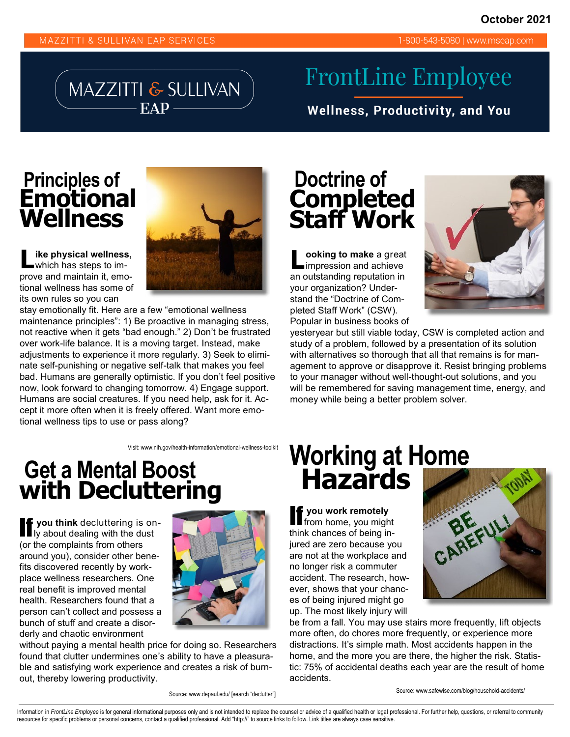October 2021

MAZZITTI & SULLIVAN EAP SERVICES 1-800-543-5080 | www.mseap.com

# FrontLine Employee

**Wellness, Productivity, and You**

## Principles of Emotional Wellness

**Like physical wellness,** which has steps to improve and maintain it, emotional wellness has some of its own rules so you can stay emotionally fit. Here are a few "emotional wellness maintenance principles": 1) Be proactive in managing stress, not reactive when it gets "bad enough." 2) Don't be frustrated over work-life balance. It is a moving target. Instead, make adjustments to experience it more regularly. 3) Seek to eliminate self-punishing or negative self-talk that makes you feel bad. Humans are generally optimistic. If you don't feel positive now, look forward to changing tomorrow. 4) Engage support. Humans are social creatures. If you need help, ask for it. Accept it more often when it is freely offered. Want more emotional wellness tips to use or pass along?

Visit: www.nih.gov/health-information/emotional-wellness-toolkit

## Doctrine of Completed Staff Work

**Looking to make** a great impression and achieve an outstanding reputation in your organization? Understand the "Doctrine of Completed Staff Work" (CSW). Popular in business books of yesteryear but still viable today, CSW is completed action and study of a problem, followed by a presentation of its solution with alternatives so thorough that all that remains is for management to approve or disapprove it. Resist bringing problems to your manager without well-thought-out solutions, and you will be remembered for saving management time, energy, and money while being a better problem solver.

## Get a Mental Boost with Decluttering

**If you think** decluttering is only about dealing with the dust (or the complaints from others around you), consider other benefits discovered recently by workplace wellness researchers. One real benefit is improved mental health. Researchers found that a person can't collect and possess a bunch of stuff and create a disorderly and chaotic environment without paying a mental health price for doing so. Researchers found that clutter undermines one's ability to have a pleasurable and satisfying work experience and creates a risk of burnout, thereby lowering productivity.

Source: www.depaul.edu/ [search "declutter"]

## Working at Home Hazards

**If you work remotely** from home, you might think chances of being injured are zero because you are not at the workplace and no longer risk a commuter accident. The research, however, shows that your chances of being injured might go up. The most likely injury will be from a fall. You may use stairs more frequently, lift objects more often, do chores more frequently, or experience more distractions. It's simple math. Most accidents happen in the home, and the more you are there, the higher the risk. Statistic: 75% of accidental deaths each year are the result of home accidents.

Source: www.safewise.com/blog/household-accidents/

Information in *FrontLine Employee* is for general informational purposes only and is not intended to replace the counsel or advice of a qualified health or legal professional. For further help, questions, or referral to community resources for specific problems or personal concerns, contact a qualified professional. Add "http://" to source links to follow. Link titles are always case sensitive.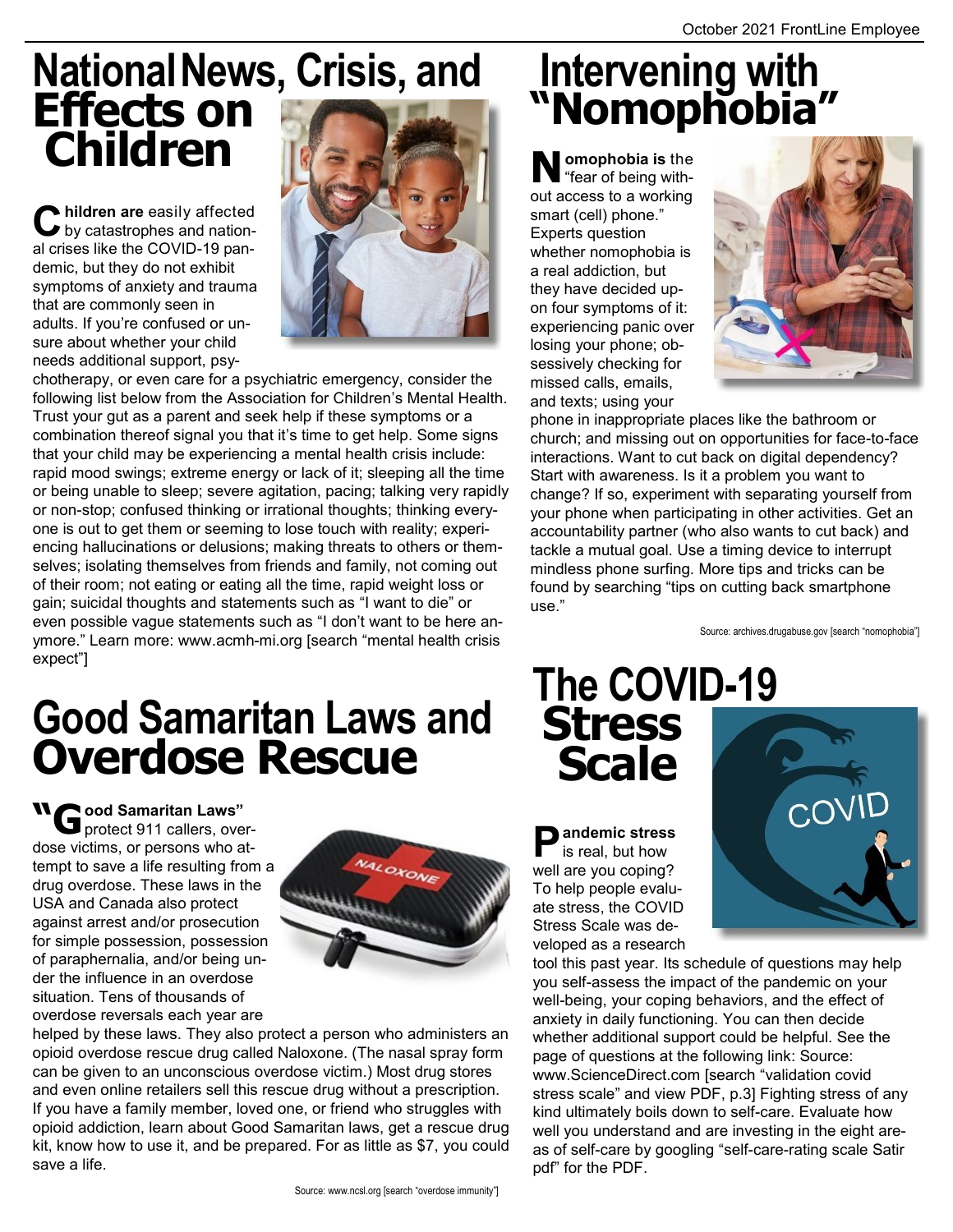# National News, Crisis, and Effects on Children

**Children are** easily affected by catastrophes and national crises like the COVID-19 pandemic, but they do not exhibit symptoms of anxiety and trauma that are commonly seen in adults. If you're confused or unsure about whether your child needs additional support, psychotherapy, or even care for a psychiatric emergency, consider the following list below from the Association for Children's Mental Health. Trust your gut as a parent and seek help if these symptoms or a combination thereof signal you that it's time to get help. Some signs that your child may be experiencing a mental health crisis include: rapid mood swings; extreme energy or lack of it; sleeping all the time or being unable to sleep; severe agitation, pacing; talking very rapidly or non-stop; confused thinking or irrational thoughts; thinking everyone is out to get them or seeming to lose touch with reality; experiencing hallucinations or delusions; making threats to others or themselves; isolating themselves from friends and family, not coming out of their room; not eating or eating all the time, rapid weight loss or gain; suicidal thoughts and statements such as "I want to die" or even possible vague statements such as "I don't want to be here anymore." Learn more: www.acmh-mi.org [search "mental health crisis expect"]

# Good Samaritan Laws and Overdose Rescue

**"Good Samaritan Laws"** protect 911 callers, overdose victims, or persons who attempt to save a life resulting from a drug overdose. These laws in the USA and Canada also protect against arrest and/or prosecution for simple possession, possession of paraphernalia, and/or being under the influence in an overdose situation. Tens of thousands of overdose reversals each year are helped by these laws. They also protect a person who administers an opioid overdose rescue drug called Naloxone. (The nasal spray form can be given to an unconscious overdose victim.) Most drug stores and even online retailers sell this rescue drug without a prescription. If you have a family member, loved one, or friend who struggles with opioid addiction, learn about Good Samaritan laws, get a rescue drug kit, know how to use it, and be prepared. For as little as $7, you could save a life.

Source: www.ncsl.org [search "overdose immunity"]

# Intervening with "Nomophobia"

**Nomophobia is** the "fear of being without access to a working smart (cell) phone." Experts question whether nomophobia is a real addiction, but they have decided upon four symptoms of it: experiencing panic over losing your phone; obsessively checking for missed calls, emails, and texts; using your phone in inappropriate places like the bathroom or church; and missing out on opportunities for face-to-face interactions. Want to cut back on digital dependency? Start with awareness. Is it a problem you want to change? If so, experiment with separating yourself from your phone when participating in other activities. Get an accountability partner (who also wants to cut back) and tackle a mutual goal. Use a timing device to interrupt mindless phone surfing. More tips and tricks can be found by searching "tips on cutting back smartphone use."

Source: archives.drugabuse.gov [search "nomophobia"]

# The COVID-19 Stress Scale

**Pandemic stress** is real, but how well are you coping? To help people evaluate stress, the COVID Stress Scale was developed as a research tool this past year. Its schedule of questions may help you self-assess the impact of the pandemic on your well-being, your coping behaviors, and the effect of anxiety in daily functioning. You can then decide whether additional support could be helpful. See the page of questions at the following link: Source: www.ScienceDirect.com [search "validation covid stress scale" and view PDF, p.3] Fighting stress of any kind ultimately boils down to self-care. Evaluate how well you understand and are investing in the eight areas of self-care by googling "self-care-rating scale Satir pdf" for the PDF.